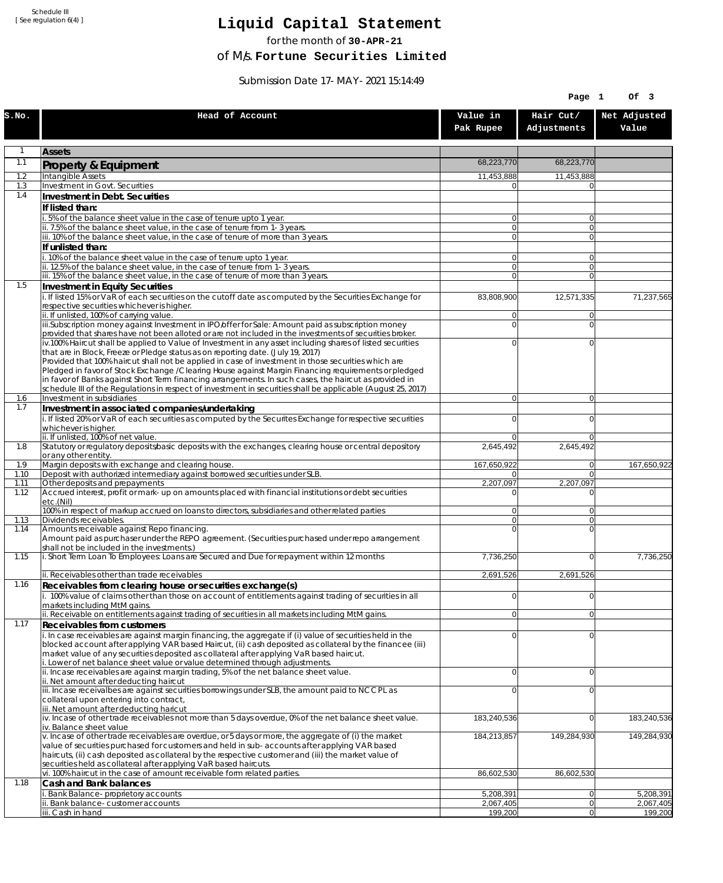Schedule III
[ See regulation 6(4) ]

# Liquid Capital Statement

for the month of **30-APR-21**

of M/s. **Fortune Securities Limited**

Submission Date 17-MAY-2021 15:14:49

| S.No. | Head of Account | Value in Pak Rupee | Hair Cut/ Adjustments | Net Adjusted Value |
|---|---|---|---|---|
| 1 | **Assets** | | | |
| 1.1 | **Property & Equipment** | 68,223,770 | 68,223,770 | |
| 1.2 | Intangible Assets | 11,453,888 | 11,453,888 | |
| 1.3 | Investment in Govt. Securities | 0 | 0 | |
| 1.4 | **Investment in Debt. Securities** | | | |
| | **If listed than:** | | | |
| | i. 5% of the balance sheet value in the case of tenure upto 1 year. | 0 | 0 | |
| | ii. 7.5% of the balance sheet value, in the case of tenure from 1-3 years. | 0 | 0 | |
| | iii. 10% of the balance sheet value, in the case of tenure of more than 3 years. | 0 | 0 | |
| | **If unlisted than:** | | | |
| | i. 10% of the balance sheet value in the case of tenure upto 1 year. | 0 | 0 | |
| | ii. 12.5% of the balance sheet value, in the case of tenure from 1-3 years. | 0 | 0 | |
| | iii. 15% of the balance sheet value, in the case of tenure of more than 3 years. | 0 | 0 | |
| 1.5 | **Investment in Equity Securities** | | | |
| | i. If listed 15% or VaR of each securities on the cutoff date as computed by the Securities Exchange for respective securities whichever is higher. | 83,808,900 | 12,571,335 | 71,237,565 |
| | ii. If unlisted, 100% of carrying value. | 0 | 0 | |
| | iii.Subscription money against Investment in IPO/offer for Sale: Amount paid as subscription money provided that shares have not been alloted or are not included in the investments of securities broker. | 0 | 0 | |
| | iv.100% Haircut shall be applied to Value of Investment in any asset including shares of listed securities that are in Block, Freeze or Pledge status as on reporting date. (July 19, 2017) Provided that 100% haircut shall not be applied in case of investment in those securities which are Pledged in favor of Stock Exchange / Clearing House against Margin Financing requirements or pledged in favor of Banks against Short Term financing arrangements. In such cases, the haircut as provided in schedule III of the Regulations in respect of investment in securities shall be applicable (August 25, 2017) | 0 | 0 | |
| 1.6 | Investment in subsidiaries | 0 | 0 | |
| 1.7 | **Investment in associated companies/undertaking** | | | |
| | i. If listed 20% or VaR of each securities as computed by the Securites Exchange for respective securities whichever is higher. | 0 | 0 | |
| | ii. If unlisted, 100% of net value. | 0 | 0 | |
| 1.8 | Statutory or regulatory deposits/basic deposits with the exchanges, clearing house or central depository or any other entity. | 2,645,492 | 2,645,492 | |
| 1.9 | Margin deposits with exchange and clearing house. | 167,650,922 | 0 | 167,650,922 |
| 1.10 | Deposit with authorized intermediary against borrowed securities under SLB. | 0 | 0 | |
| 1.11 | Other deposits and prepayments | 2,207,097 | 2,207,097 | |
| 1.12 | Accrued interest, profit or mark-up on amounts placed with financial institutions or debt securities etc.(Nil) | 0 | 0 | |
| | 100% in respect of markup accrued on loans to directors, subsidiaries and other related parties | 0 | 0 | |
| 1.13 | Dividends receivables. | 0 | 0 | |
| 1.14 | Amounts receivable against Repo financing. Amount paid as purchaser under the REPO agreement. (Securities purchased under repo arrangement shall not be included in the investments.) | 0 | 0 | |
| 1.15 | i. Short Term Loan To Employees: Loans are Secured and Due for repayment within 12 months | 7,736,250 | 0 | 7,736,250 |
| | ii. Receivables other than trade receivables | 2,691,526 | 2,691,526 | |
| 1.16 | **Receivables from clearing house or securities exchange(s)** | | | |
| | i. 100% value of claims other than those on account of entitlements against trading of securities in all markets including MtM gains. | 0 | 0 | |
| | ii. Receivable on entitlements against trading of securities in all markets including MtM gains. | 0 | 0 | |
| 1.17 | **Receivables from customers** | | | |
| | i. In case receivables are against margin financing, the aggregate if (i) value of securities held in the blocked account after applying VAR based Haircut, (ii) cash deposited as collateral by the financee (iii) market value of any securities deposited as collateral after applying VaR based haircut. i. Lower of net balance sheet value or value determined through adjustments. | 0 | 0 | |
| | ii. Incase receivables are against margin trading, 5% of the net balance sheet value. ii. Net amount after deducting haircut | 0 | 0 | |
| | iii. Incase receivalbes are against securities borrowings under SLB, the amount paid to NCCPL as collateral upon entering into contract, iii. Net amount after deducting haricut | 0 | 0 | |
| | iv. Incase of other trade receivables not more than 5 days overdue, 0% of the net balance sheet value. iv. Balance sheet value | 183,240,536 | 0 | 183,240,536 |
| | v. Incase of other trade receivables are overdue, or 5 days or more, the aggregate of (i) the market value of securities purchased for customers and held in sub-accounts after applying VAR based haircuts, (ii) cash deposited as collateral by the respective customer and (iii) the market value of securities held as collateral after applying VaR based haircuts. | 184,213,857 | 149,284,930 | 149,284,930 |
| | vi. 100% haircut in the case of amount receivable form related parties. | 86,602,530 | 86,602,530 | |
| 1.18 | **Cash and Bank balances** | | | |
| | i. Bank Balance-proprietory accounts | 5,208,391 | 0 | 5,208,391 |
| | ii. Bank balance-customer accounts | 2,067,405 | 0 | 2,067,405 |
| | iii. Cash in hand | 199,200 | 0 | 199,200 |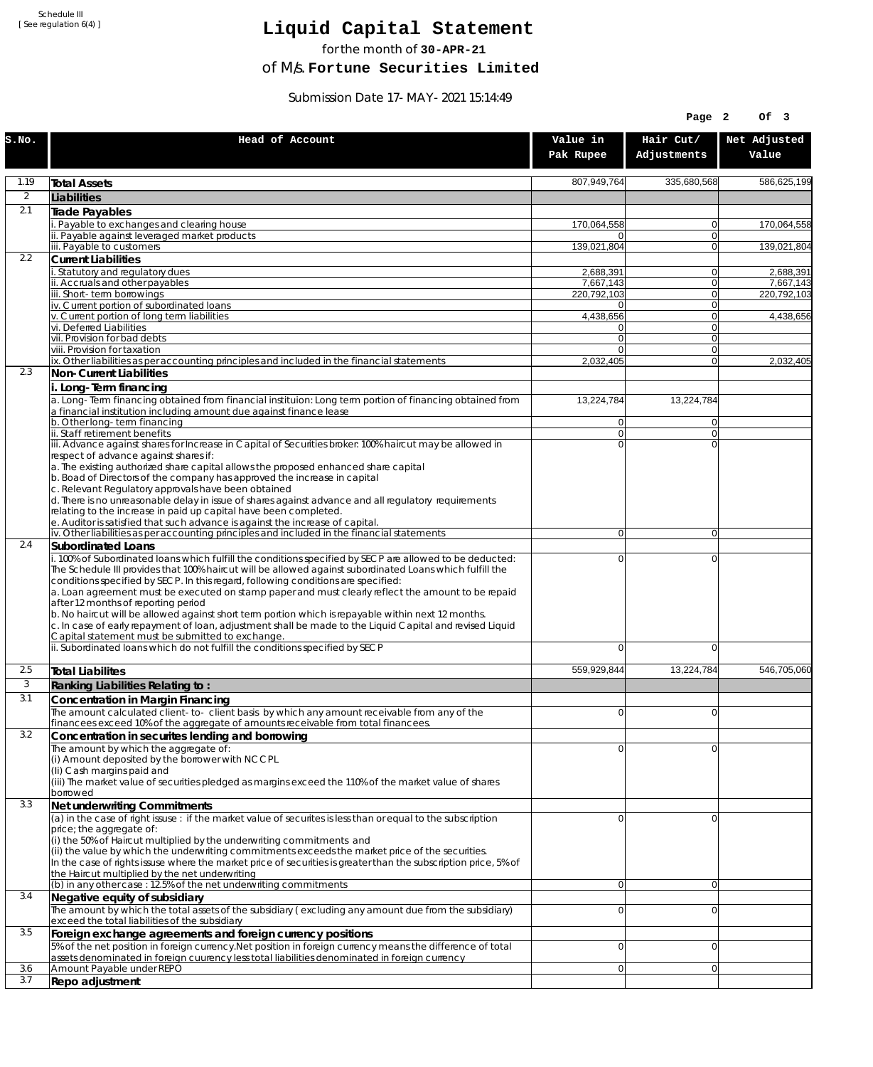Schedule III
[ See regulation 6(4) ]

# Liquid Capital Statement

for the month of **30-APR-21**

of M/s. **Fortune Securities Limited**

Submission Date 17-MAY-2021 15:14:49

| S.No. | Head of Account | Value in Pak Rupee | Hair Cut/ Adjustments | Net Adjusted Value |
|---|---|---|---|---|
| 1.19 | **Total Assets** | 807,949,764 | 335,680,568 | 586,625,199 |
| 2 | **Liabilities** | | | |
| 2.1 | **Trade Payables** | | | |
| | i. Payable to exchanges and clearing house | 170,064,558 | 0 | 170,064,558 |
| | ii. Payable against leveraged market products | 0 | 0 | |
| | iii. Payable to customers | 139,021,804 | 0 | 139,021,804 |
| 2.2 | **Current Liabilities** | | | |
| | i. Statutory and regulatory dues | 2,688,391 | 0 | 2,688,391 |
| | ii. Accruals and other payables | 7,667,143 | 0 | 7,667,143 |
| | iii. Short-term borrowings | 220,792,103 | 0 | 220,792,103 |
| | iv. Current portion of subordinated loans | 0 | 0 | |
| | v. Current portion of long term liabilities | 4,438,656 | 0 | 4,438,656 |
| | vi. Deferred Liabilities | 0 | 0 | |
| | vii. Provision for bad debts | 0 | 0 | |
| | viii. Provision for taxation | 0 | 0 | |
| | ix. Other liabilities as per accounting principles and included in the financial statements | 2,032,405 | 0 | 2,032,405 |
| 2.3 | **Non-Current Liabilities** | | | |
| | **i. Long-Term financing** | | | |
| | a. Long-Term financing obtained from financial instituion: Long term portion of financing obtained from a financial institution including amount due against finance lease | 13,224,784 | 13,224,784 | |
| | b. Other long-term financing | 0 | 0 | |
| | ii. Staff retirement benefits | 0 | 0 | |
| | iii. Advance against shares for Increase in Capital of Securities broker: 100% haircut may be allowed in respect of advance against shares if:<br>a. The existing authorized share capital allows the proposed enhanced share capital<br>b. Boad of Directors of the company has approved the increase in capital<br>c. Relevant Regulatory approvals have been obtained<br>d. There is no unreasonable delay in issue of shares against advance and all regulatory requirements relating to the increase in paid up capital have been completed.<br>e. Auditor is satisfied that such advance is against the increase of capital. | 0 | 0 | |
| | iv. Other liabilities as per accounting principles and included in the financial statements | 0 | 0 | |
| 2.4 | **Subordinated Loans** | | | |
| | i. 100% of Subordinated loans which fulfill the conditions specified by SECP are allowed to be deducted:<br>The Schedule III provides that 100% haircut will be allowed against subordinated Loans which fulfill the conditions specified by SECP. In this regard, following conditions are specified:<br>a. Loan agreement must be executed on stamp paper and must clearly reflect the amount to be repaid after 12 months of reporting period<br>b. No haircut will be allowed against short term portion which is repayable within next 12 months.<br>c. In case of early repayment of loan, adjustment shall be made to the Liquid Capital and revised Liquid Capital statement must be submitted to exchange. | 0 | 0 | |
| | ii. Subordinated loans which do not fulfill the conditions specified by SECP | 0 | 0 | |
| 2.5 | **Total Liabilites** | 559,929,844 | 13,224,784 | 546,705,060 |
| 3 | **Ranking Liabilities Relating to :** | | | |
| 3.1 | **Concentration in Margin Financing** | | | |
| | The amount calculated client-to- client basis by which any amount receivable from any of the financees exceed 10% of the aggregate of amounts receivable from total financees. | 0 | 0 | |
| 3.2 | **Concentration in securites lending and borrowing** | | | |
| | The amount by which the aggregate of:<br>(i) Amount deposited by the borrower with NCCPL<br>(Ii) Cash margins paid and<br>(iii) The market value of securities pledged as margins exceed the 110% of the market value of shares borrowed | 0 | 0 | |
| 3.3 | **Net underwriting Commitments** | | | |
| | (a) in the case of right issuse : if the market value of securites is less than or equal to the subscription price; the aggregate of:<br>(i) the 50% of Haircut multiplied by the underwriting commitments and<br>(ii) the value by which the underwriting commitments exceeds the market price of the securities.<br>In the case of rights issuse where the market price of securities is greater than the subscription price, 5% of the Haircut multiplied by the net underwriting | 0 | 0 | |
| | (b) in any other case : 12.5% of the net underwriting commitments | 0 | 0 | |
| 3.4 | **Negative equity of subsidiary** | | | |
| | The amount by which the total assets of the subsidiary ( excluding any amount due from the subsidiary) exceed the total liabilities of the subsidiary | 0 | 0 | |
| 3.5 | **Foreign exchange agreements and foreign currency positions** | | | |
| | 5% of the net position in foreign currency.Net position in foreign currency means the difference of total assets denominated in foreign cuurency less total liabilities denominated in foreign currency | 0 | 0 | |
| 3.6 | Amount Payable under REPO | 0 | 0 | |
| 3.7 | **Repo adjustment** | | | |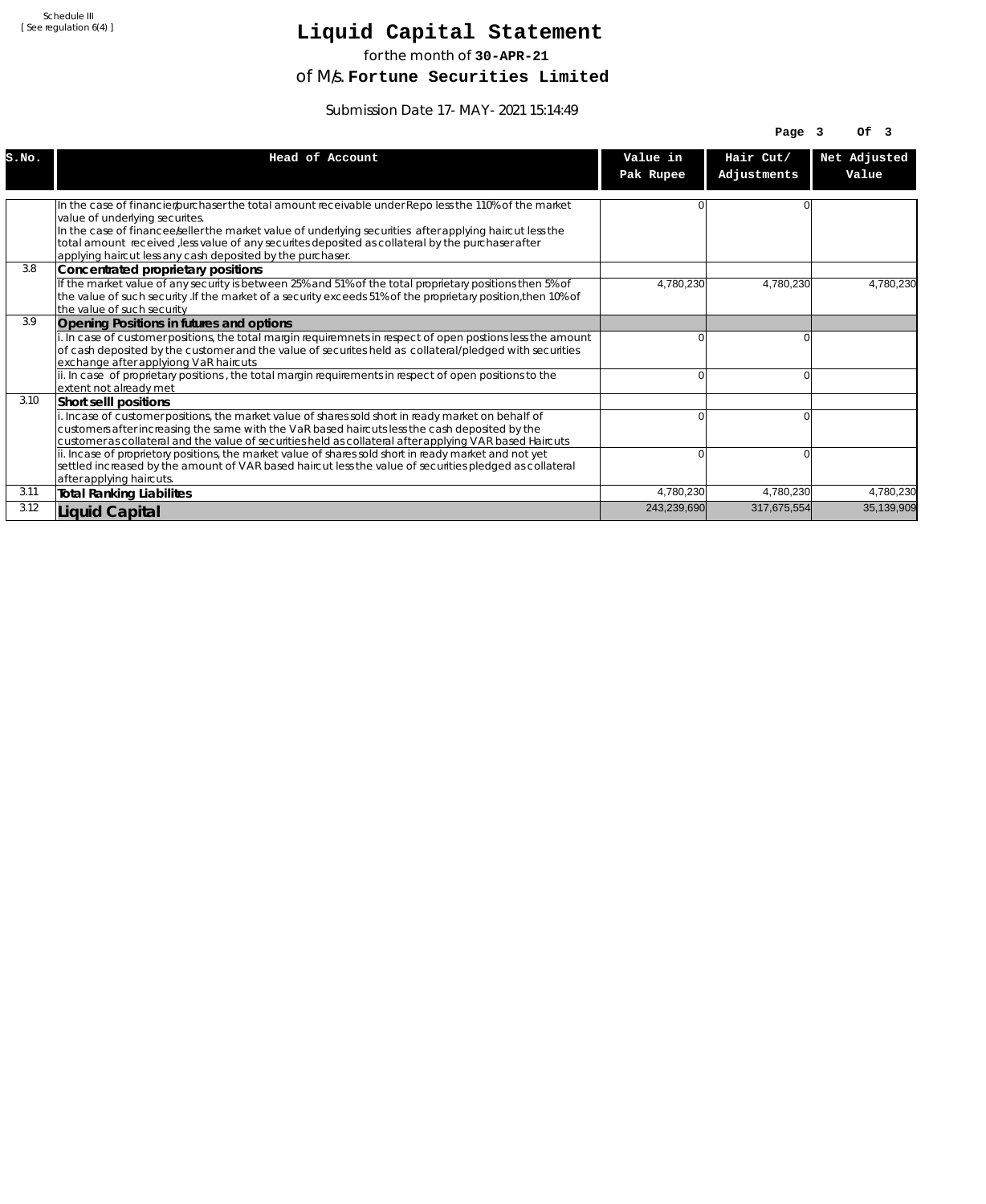Schedule III
[ See regulation 6(4) ]

# Liquid Capital Statement

for the month of **30-APR-21**

of M/s. **Fortune Securities Limited**

Submission Date 17-MAY-2021 15:14:49

| S.No. | Head of Account | Value in Pak Rupee | Hair Cut/ Adjustments | Net Adjusted Value |
|---|---|---|---|---|
| | In the case of financier/purchaser the total amount receivable under Repo less the 110% of the market value of underlying securites. In the case of financee/seller the market value of underlying securities after applying haircut less the total amount received ,less value of any securites deposited as collateral by the purchaser after applying haircut less any cash deposited by the purchaser. | 0 | 0 | |
| 3.8 | **Concentrated proprietary positions** | | | |
| | If the market value of any security is between 25% and 51% of the total proprietary positions then 5% of the value of such security .If the market of a security exceeds 51% of the proprietary position,then 10% of the value of such security | 4,780,230 | 4,780,230 | 4,780,230 |
| 3.9 | **Opening Positions in futures and options** | | | |
| | i. In case of customer positions, the total margin requiremnets in respect of open postions less the amount of cash deposited by the customer and the value of securites held as collateral/pledged with securities exchange after applyiong VaR haircuts | 0 | 0 | |
| | ii. In case of proprietary positions , the total margin requirements in respect of open positions to the extent not already met | 0 | 0 | |
| 3.10 | **Short selll positions** | | | |
| | i. Incase of customer positions, the market value of shares sold short in ready market on behalf of customers after increasing the same with the VaR based haircuts less the cash deposited by the customer as collateral and the value of securities held as collateral after applying VAR based Haircuts | 0 | 0 | |
| | ii. Incase of proprietory positions, the market value of shares sold short in ready market and not yet settled increased by the amount of VAR based haircut less the value of securities pledged as collateral after applying haircuts. | 0 | 0 | |
| 3.11 | **Total Ranking Liabilites** | 4,780,230 | 4,780,230 | 4,780,230 |
| 3.12 | **Liquid Capital** | 243,239,690 | 317,675,554 | 35,139,909 |